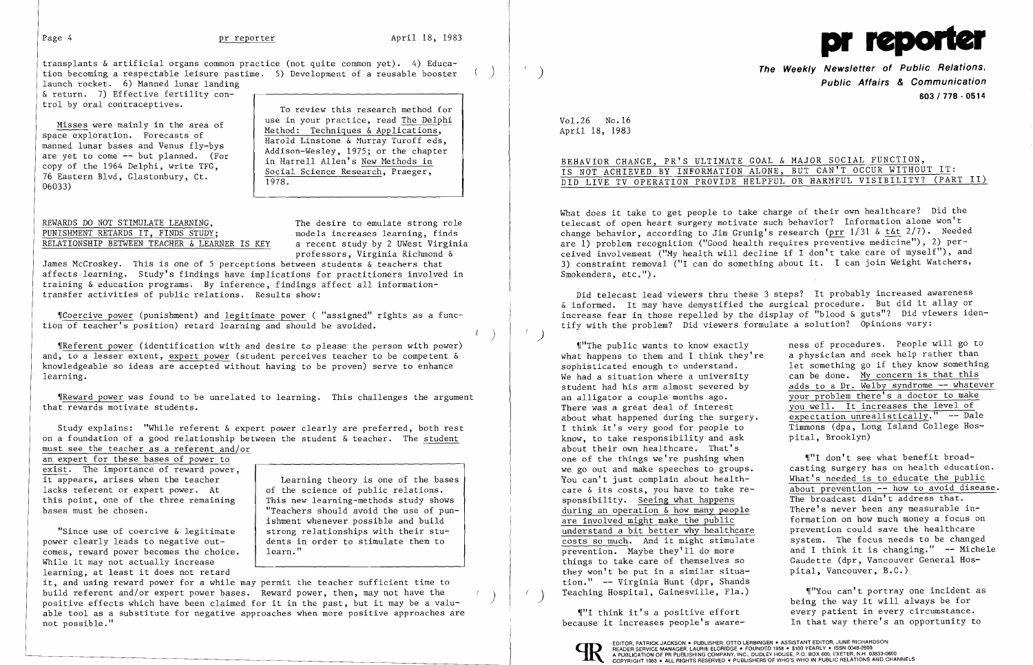transplants & artificial organs common practice (not quite common yet). 4) Education becoming a respectable leisure pastime. 5) Development of a reusable booster launch rocket. 6) Manned lunar landing & return. 7) Effective fertility control by oral contraceptives.

Misses were mainly in the area of space exploration. Forecasts of manned lunar bases and Venus fly-bys are yet to come -- but planned. (For copy of the 1964 Delphi, write TFG, 76 Eastern Blvd, Glastonbury, Ct. 06033)

> To review this research method for use in your practice, read The Delphi Method: Techniques & Applications, Harold Linstone & Murray Turoff eds, Addison-Wesley, 1975; or the chapter in Harrell Allen's New Methods in Social Science Research, Praeger, 1978.

## REWARDS DO NOT STIMULATE LEARNING, PUNISHMENT RETARDS IT, FINDS STUDY; RELATIONSHIP BETWEEN TEACHER & LEARNER IS KEY

The desire to emulate strong role models increases learning, finds a recent study by 2 UWest Virginia professors, Virginia Richmond & James McCroskey. This is one of 5 perceptions between students & teachers that affects learning. Study's findings have implications for practitioners involved in training & education programs. By inference, findings affect all information-transfer activities of public relations. Results show:

¶Coercive power (punishment) and legitimate power ( "assigned" rights as a function of teacher's position) retard learning and should be avoided.

¶Referent power (identification with and desire to please the person with power) and, to a lesser extent, expert power (student perceives teacher to be competent & knowledgeable so ideas are accepted without having to be proven) serve to enhance learning.

¶Reward power was found to be unrelated to learning. This challenges the argument that rewards motivate students.

Study explains: "While referent & expert power clearly are preferred, both rest on a foundation of a good relationship between the student & teacher. The student must see the teacher as a referent and/or an expert for these bases of power to exist. The importance of reward power, it appears, arises when the teacher lacks referent or expert power. At this point, one of the three remaining bases must be chosen.

"Since use of coercive & legitimate power clearly leads to negative outcomes, reward power becomes the choice. While it may not actually increase learning, at least it does not retard it, and using reward power for a while may permit the teacher sufficient time to build referent and/or expert power bases. Reward power, then, may not have the positive effects which have been claimed for it in the past, but it may be a valuable tool as a substitute for negative approaches when more positive approaches are not possible."

> Learning theory is one of the bases of the science of public relations. This new learning-methods study shows "Teachers should avoid the use of punishment whenever possible and build strong relationships with their students in order to stimulate them to learn."

# pr reporter

**The Weekly Newsletter of Public Relations, Public Affairs & Communication**
603 / 778 - 0514

Vol.26 No.16
April 18, 1983

## BEHAVIOR CHANGE, PR'S ULTIMATE GOAL & MAJOR SOCIAL FUNCTION, IS NOT ACHIEVED BY INFORMATION ALONE, BUT CAN'T OCCUR WITHOUT IT: DID LIVE TV OPERATION PROVIDE HELPFUL OR HARMFUL VISIBILITY? (PART II)

What does it take to get people to take charge of their own healthcare? Did the telecast of open heart surgery motivate such behavior? Information alone won't change behavior, according to Jim Grunig's research (prr 1/31 & t&t 2/7). Needed are 1) problem recognition ("Good health requires preventive medicine"), 2) perceived involvement ("My health will decline if I don't take care of myself"), and 3) constraint removal ("I can do something about it. I can join Weight Watchers, Smokenders, etc.").

Did telecast lead viewers thru these 3 steps? It probably increased awareness & informed. It may have demystified the surgical procedure. But did it allay or increase fear in those repelled by the display of "blood & guts"? Did viewers identify with the problem? Did viewers formulate a solution? Opinions vary:

¶"The public wants to know exactly what happens to them and I think they're sophisticated enough to understand. We had a situation where a university student had his arm almost severed by an alligator a couple months ago. There was a great deal of interest about what happened during the surgery. I think it's very good for people to know, to take responsibility and ask about their own healthcare. That's one of the things we're pushing when we go out and make speeches to groups. You can't just complain about healthcare & its costs, you have to take responsibility. Seeing what happens during an operation & how many people are involved might make the public understand a bit better why healthcare costs so much. And it might stimulate prevention. Maybe they'll do more things to take care of themselves so they won't be put in a similar situation." -- Virginia Hunt (dpr, Shands Teaching Hospital, Gainesville, Fla.)

¶"I think it's a positive effort because it increases people's awareness of procedures. People will go to a physician and seek help rather than let something go if they know something can be done. My concern is that this adds to a Dr. Welby syndrome -- whatever your problem there's a doctor to make you well. It increases the level of expectation unrealistically." -- Dale Timmons (dpa, Long Island College Hospital, Brooklyn)

¶"I don't see what benefit broadcasting surgery has on health education. What's needed is to educate the public about prevention -- how to avoid disease. The broadcast didn't address that. There's never been any measurable information on how much money a focus on prevention could save the healthcare system. The focus needs to be changed and I think it is changing." -- Michele Gaudette (dpr, Vancouver General Hospital, Vancouver, B.C.)

¶"You can't portray one incident as being the way it will always be for every patient in every circumstance. In that way there's an opportunity to

EDITOR, PATRICK JACKSON • PUBLISHER, OTTO LERBINGER • ASSISTANT EDITOR, JUNE RICHARDSON
READER SERVICE MANAGER, LAURIE ELDRIDGE • FOUNDED 1958 • $100 YEARLY • ISSN 0048-2609
A PUBLICATION OF PR PUBLISHING COMPANY, INC., DUDLEY HOUSE, P.O. BOX 600, EXETER, N.H. 03833-0600
COPYRIGHT 1983 • ALL RIGHTS RESERVED • PUBLISHERS OF WHO'S WHO IN PUBLIC RELATIONS AND CHANNELS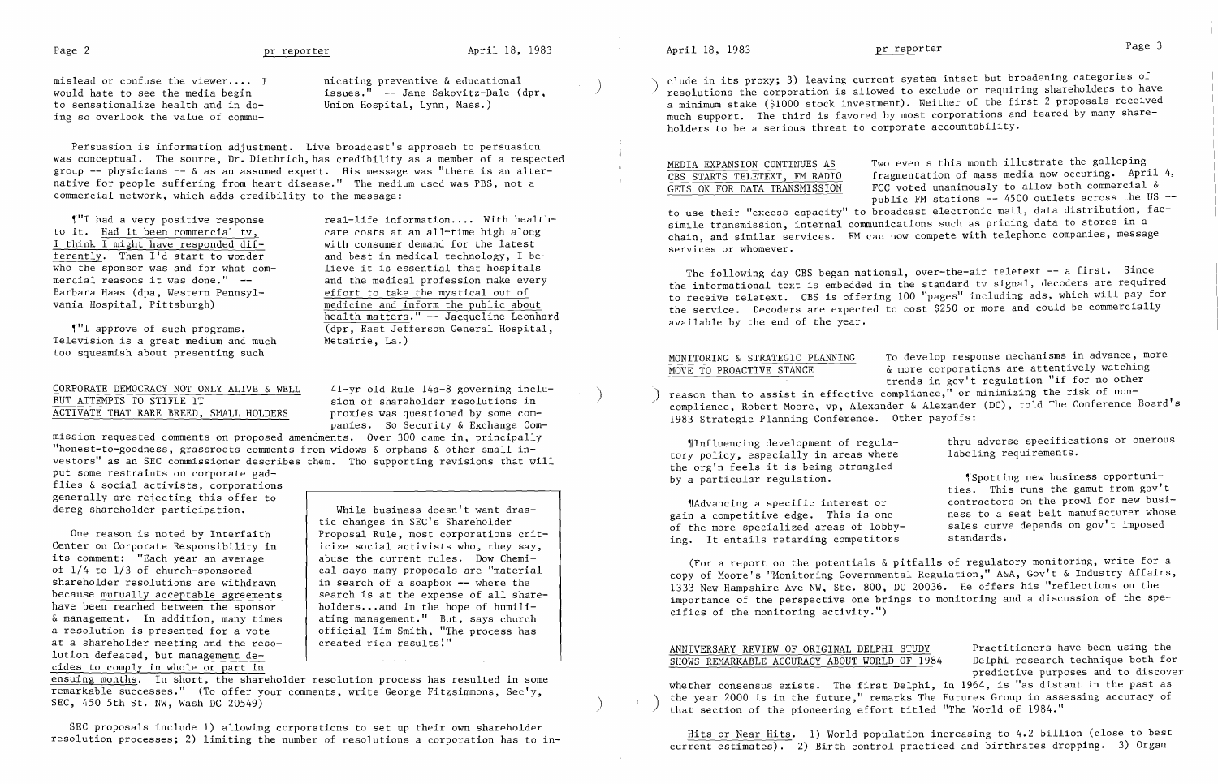mislead or confuse the viewer.... I would hate to see the media begin to sensationalize health and in doing so overlook the value of communicating preventive & educational issues." -- Jane Sakovitz-Dale (dpr, Union Hospital, Lynn, Mass.)

Persuasion is information adjustment. Live broadcast's approach to persuasion was conceptual. The source, Dr. Diethrich, has credibility as a member of a respected group -- physicians -- & as an assumed expert. His message was "there is an alternative for people suffering from heart disease." The medium used was PBS, not a commercial network, which adds credibility to the message:

¶"I had a very positive response to it. Had it been commercial tv, I think I might have responded differently. Then I'd start to wonder who the sponsor was and for what commercial reasons it was done." -- Barbara Haas (dpa, Western Pennsylvania Hospital, Pittsburgh)

¶"I approve of such programs. Television is a great medium and much too squeamish about presenting such real-life information.... With healthcare costs at an all-time high along with consumer demand for the latest and best in medical technology, I believe it is essential that hospitals and the medical profession make every effort to take the mystical out of medicine and inform the public about health matters." -- Jacqueline Leonhard (dpr, East Jefferson General Hospital, Metairie, La.)

CORPORATE DEMOCRACY NOT ONLY ALIVE & WELL BUT ATTEMPTS TO STIFLE IT ACTIVATE THAT RARE BREED, SMALL HOLDERS

41-yr old Rule 14a-8 governing inclusion of shareholder resolutions in proxies was questioned by some companies. So Security & Exchange Commission requested comments on proposed amendments. Over 300 came in, principally "honest-to-goodness, grassroots comments from widows & orphans & other small investors" as an SEC commissioner describes them. Tho supporting revisions that will put some restraints on corporate gadflies & social activists, corporations generally are rejecting this offer to dereg shareholder participation.

> While business doesn't want drastic changes in SEC's Shareholder Proposal Rule, most corporations criticize social activists who, they say, abuse the current rules. Dow Chemical says many proposals are "material in search of a soapbox -- where the search is at the expense of all shareholders...and in the hope of humiliating management." But, says church official Tim Smith, "The process has created rich results!"

One reason is noted by Interfaith Center on Corporate Responsibility in its comment: "Each year an average of 1/4 to 1/3 of church-sponsored shareholder resolutions are withdrawn because mutually acceptable agreements have been reached between the sponsor & management. In addition, many times a resolution is presented for a vote at a shareholder meeting and the resolution defeated, but management decides to comply in whole or part in ensuing months. In short, the shareholder resolution process has resulted in some remarkable successes." (To offer your comments, write George Fitzsimmons, Sec'y, SEC, 450 5th St. NW, Wash DC 20549)

SEC proposals include 1) allowing corporations to set up their own shareholder resolution processes; 2) limiting the number of resolutions a corporation has to include in its proxy; 3) leaving current system intact but broadening categories of resolutions the corporation is allowed to exclude or requiring shareholders to have a minimum stake ($1000 stock investment). Neither of the first 2 proposals received much support. The third is favored by most corporations and feared by many shareholders to be a serious threat to corporate accountability.

MEDIA EXPANSION CONTINUES AS CBS STARTS TELETEXT, FM RADIO GETS OK FOR DATA TRANSMISSION

Two events this month illustrate the galloping fragmentation of mass media now occuring. April 4, FCC voted unanimously to allow both commercial & public FM stations -- 4500 outlets across the US -- to use their "excess capacity" to broadcast electronic mail, data distribution, facsimile transmission, internal communications such as pricing data to stores in a chain, and similar services. FM can now compete with telephone companies, message services or whomever.

The following day CBS began national, over-the-air teletext -- a first. Since the informational text is embedded in the standard tv signal, decoders are required to receive teletext. CBS is offering 100 "pages" including ads, which will pay for the service. Decoders are expected to cost $250 or more and could be commercially available by the end of the year.

MONITORING & STRATEGIC PLANNING MOVE TO PROACTIVE STANCE

To develop response mechanisms in advance, more & more corporations are attentively watching trends in gov't regulation "if for no other reason than to assist in effective compliance," or minimizing the risk of noncompliance, Robert Moore, vp, Alexander & Alexander (DC), told The Conference Board's 1983 Strategic Planning Conference. Other payoffs:

¶Influencing development of regulatory policy, especially in areas where the org'n feels it is being strangled by a particular regulation.

¶Advancing a specific interest or gain a competitive edge. This is one of the more specialized areas of lobbying. It entails retarding competitors thru adverse specifications or onerous labeling requirements.

¶Spotting new business opportunities. This runs the gamut from gov't contractors on the prowl for new business to a seat belt manufacturer whose sales curve depends on gov't imposed standards.

(For a report on the potentials & pitfalls of regulatory monitoring, write for a copy of Moore's "Monitoring Governmental Regulation," A&A, Gov't & Industry Affairs, 1333 New Hampshire Ave NW, Ste. 800, DC 20036. He offers his "reflections on the importance of the perspective one brings to monitoring and a discussion of the specifics of the monitoring activity.")

ANNIVERSARY REVIEW OF ORIGINAL DELPHI STUDY SHOWS REMARKABLE ACCURACY ABOUT WORLD OF 1984

Practitioners have been using the Delphi research technique both for predictive purposes and to discover whether consensus exists. The first Delphi, in 1964, is "as distant in the past as the year 2000 is in the future," remarks The Futures Group in assessing accuracy of that section of the pioneering effort titled "The World of 1984."

Hits or Near Hits. 1) World population increasing to 4.2 billion (close to best current estimates). 2) Birth control practiced and birthrates dropping. 3) Organ